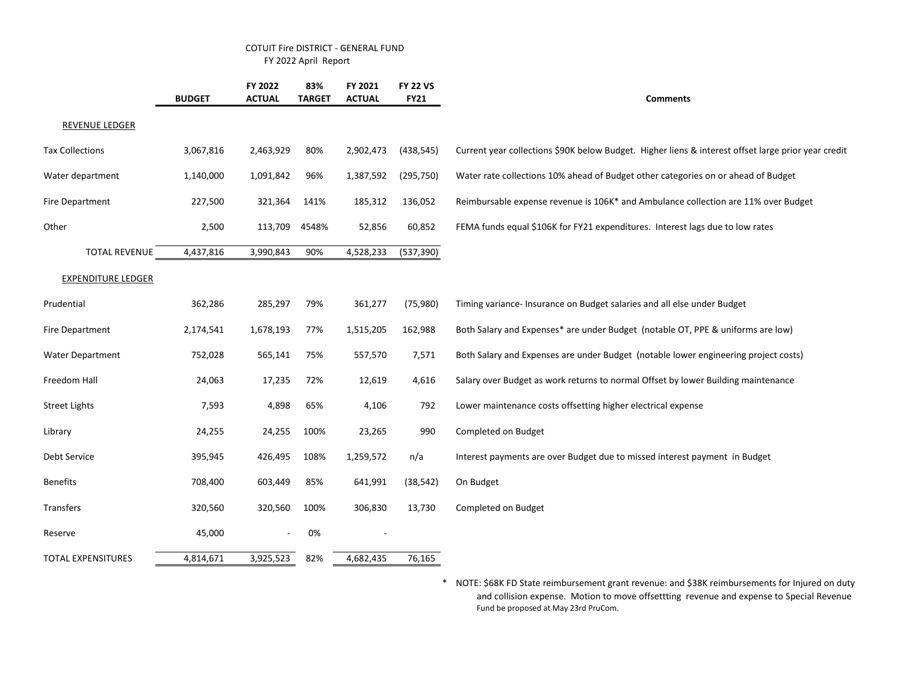# COTUIT Fire DISTRICT - GENERAL FUND

## FY 2022 April Report

| | BUDGET | FY 2022 ACTUAL | 83% TARGET | FY 2021 ACTUAL | FY 22 VS FY21 | Comments |
|---|---|---|---|---|---|---|
| REVENUE LEDGER | | | | | | |
| Tax Collections | 3,067,816 | 2,463,929 | 80% | 2,902,473 | (438,545) | Current year collections $90K below Budget. Higher liens & interest offset large prior year credit |
| Water department | 1,140,000 | 1,091,842 | 96% | 1,387,592 | (295,750) | Water rate collections 10% ahead of Budget other categories on or ahead of Budget |
| Fire Department | 227,500 | 321,364 | 141% | 185,312 | 136,052 | Reimbursable expense revenue is 106K* and Ambulance collection are 11% over Budget |
| Other | 2,500 | 113,709 | 4548% | 52,856 | 60,852 | FEMA funds equal $106K for FY21 expenditures. Interest lags due to low rates |
| TOTAL REVENUE | 4,437,816 | 3,990,843 | 90% | 4,528,233 | (537,390) | |
| EXPENDITURE LEDGER | | | | | | |
| Prudential | 362,286 | 285,297 | 79% | 361,277 | (75,980) | Timing variance- Insurance on Budget salaries and all else under Budget |
| Fire Department | 2,174,541 | 1,678,193 | 77% | 1,515,205 | 162,988 | Both Salary and Expenses* are under Budget (notable OT, PPE & uniforms are low) |
| Water Department | 752,028 | 565,141 | 75% | 557,570 | 7,571 | Both Salary and Expenses are under Budget (notable lower engineering project costs) |
| Freedom Hall | 24,063 | 17,235 | 72% | 12,619 | 4,616 | Salary over Budget as work returns to normal Offset by lower Building maintenance |
| Street Lights | 7,593 | 4,898 | 65% | 4,106 | 792 | Lower maintenance costs offsetting higher electrical expense |
| Library | 24,255 | 24,255 | 100% | 23,265 | 990 | Completed on Budget |
| Debt Service | 395,945 | 426,495 | 108% | 1,259,572 | n/a | Interest payments are over Budget due to missed interest payment in Budget |
| Benefits | 708,400 | 603,449 | 85% | 641,991 | (38,542) | On Budget |
| Transfers | 320,560 | 320,560 | 100% | 306,830 | 13,730 | Completed on Budget |
| Reserve | 45,000 | - | 0% | - | | |
| TOTAL EXPENSITURES | 4,814,671 | 3,925,523 | 82% | 4,682,435 | 76,165 | |

\* NOTE: $68K FD State reimbursement grant revenue: and $38K reimbursements for Injured on duty and collision expense. Motion to move offsettting revenue and expense to Special Revenue Fund be proposed at May 23rd PruCom.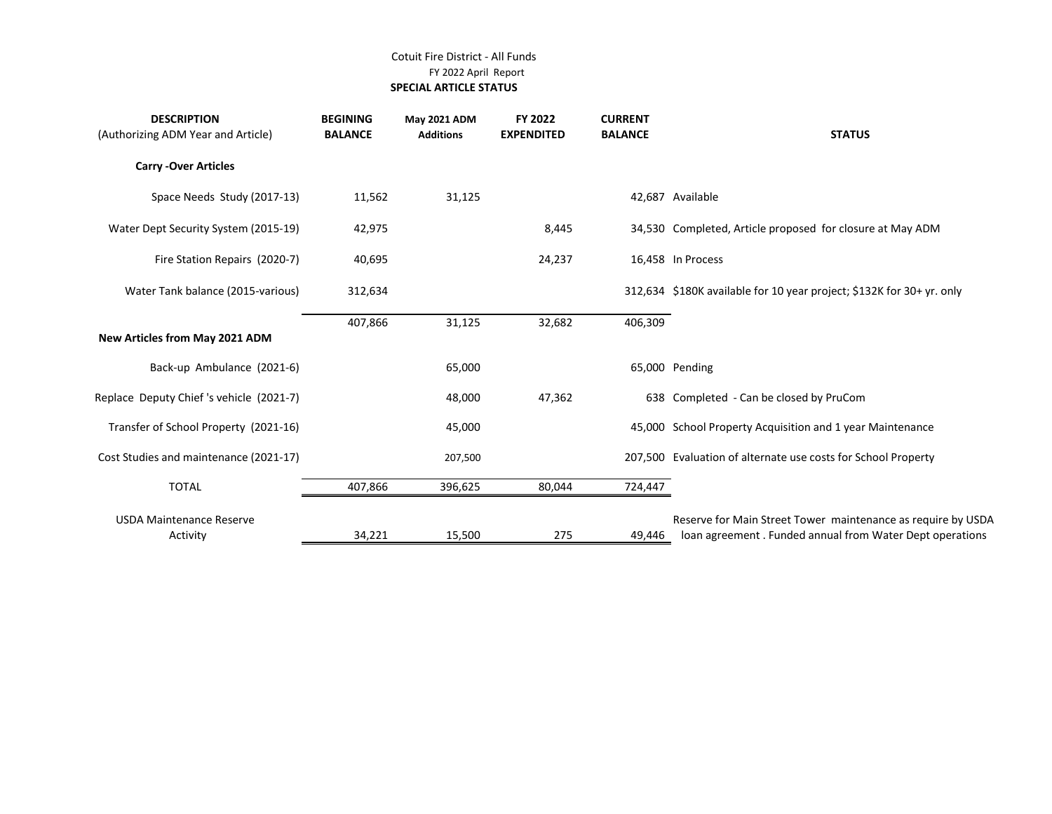Cotuit Fire District - All Funds

FY 2022 April Report

**SPECIAL ARTICLE STATUS**

| **DESCRIPTION** (Authorizing ADM Year and Article) | **BEGINING BALANCE** | **May 2021 ADM Additions** | **FY 2022 EXPENDITED** | **CURRENT BALANCE** | **STATUS** |
|---|---|---|---|---|---|
| **Carry -Over Articles** | | | | | |
| Space Needs Study (2017-13) | 11,562 | 31,125 | | 42,687 | Available |
| Water Dept Security System (2015-19) | 42,975 | | 8,445 | 34,530 | Completed, Article proposed for closure at May ADM |
| Fire Station Repairs (2020-7) | 40,695 | | 24,237 | 16,458 | In Process |
| Water Tank balance (2015-various) | 312,634 | | | 312,634 | $180K available for 10 year project; $132K for 30+ yr. only |
| | 407,866 | 31,125 | 32,682 | 406,309 | |
| **New Articles from May 2021 ADM** | | | | | |
| Back-up Ambulance (2021-6) | | 65,000 | | 65,000 | Pending |
| Replace Deputy Chief 's vehicle (2021-7) | | 48,000 | 47,362 | 638 | Completed - Can be closed by PruCom |
| Transfer of School Property (2021-16) | | 45,000 | | 45,000 | School Property Acquisition and 1 year Maintenance |
| Cost Studies and maintenance (2021-17) | | 207,500 | | 207,500 | Evaluation of alternate use costs for School Property |
| TOTAL | 407,866 | 396,625 | 80,044 | 724,447 | |
| USDA Maintenance Reserve Activity | 34,221 | 15,500 | 275 | 49,446 | Reserve for Main Street Tower maintenance as require by USDA loan agreement . Funded annual from Water Dept operations |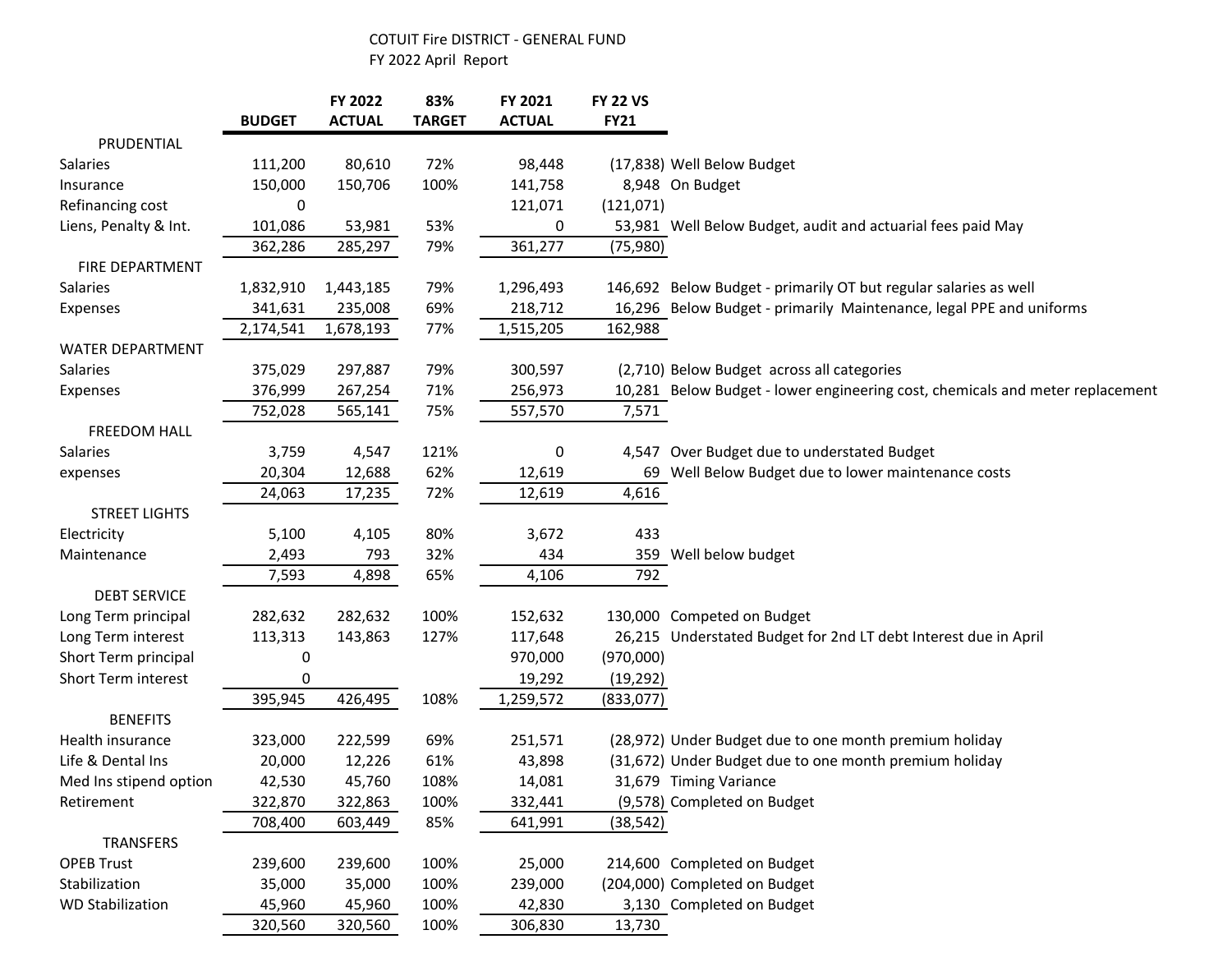COTUIT Fire DISTRICT - GENERAL FUND
FY 2022 April Report

| | BUDGET | FY 2022 ACTUAL | 83% TARGET | FY 2021 ACTUAL | FY 22 VS FY21 | |
|---|---|---|---|---|---|---|
| PRUDENTIAL | | | | | | |
| Salaries | 111,200 | 80,610 | 72% | 98,448 | (17,838) | Well Below Budget |
| Insurance | 150,000 | 150,706 | 100% | 141,758 | 8,948 | On Budget |
| Refinancing cost | 0 | | | 121,071 | (121,071) | |
| Liens, Penalty & Int. | 101,086 | 53,981 | 53% | 0 | 53,981 | Well Below Budget, audit and actuarial fees paid May |
| | 362,286 | 285,297 | 79% | 361,277 | (75,980) | |
| FIRE DEPARTMENT | | | | | | |
| Salaries | 1,832,910 | 1,443,185 | 79% | 1,296,493 | 146,692 | Below Budget - primarily OT but regular salaries as well |
| Expenses | 341,631 | 235,008 | 69% | 218,712 | 16,296 | Below Budget - primarily Maintenance, legal PPE and uniforms |
| | 2,174,541 | 1,678,193 | 77% | 1,515,205 | 162,988 | |
| WATER DEPARTMENT | | | | | | |
| Salaries | 375,029 | 297,887 | 79% | 300,597 | (2,710) | Below Budget across all categories |
| Expenses | 376,999 | 267,254 | 71% | 256,973 | 10,281 | Below Budget - lower engineering cost, chemicals and meter replacement |
| | 752,028 | 565,141 | 75% | 557,570 | 7,571 | |
| FREEDOM HALL | | | | | | |
| Salaries | 3,759 | 4,547 | 121% | 0 | 4,547 | Over Budget due to understated Budget |
| expenses | 20,304 | 12,688 | 62% | 12,619 | 69 | Well Below Budget due to lower maintenance costs |
| | 24,063 | 17,235 | 72% | 12,619 | 4,616 | |
| STREET LIGHTS | | | | | | |
| Electricity | 5,100 | 4,105 | 80% | 3,672 | 433 | |
| Maintenance | 2,493 | 793 | 32% | 434 | 359 | Well below budget |
| | 7,593 | 4,898 | 65% | 4,106 | 792 | |
| DEBT SERVICE | | | | | | |
| Long Term principal | 282,632 | 282,632 | 100% | 152,632 | 130,000 | Competed on Budget |
| Long Term interest | 113,313 | 143,863 | 127% | 117,648 | 26,215 | Understated Budget for 2nd LT debt Interest due in April |
| Short Term principal | 0 | | | 970,000 | (970,000) | |
| Short Term interest | 0 | | | 19,292 | (19,292) | |
| | 395,945 | 426,495 | 108% | 1,259,572 | (833,077) | |
| BENEFITS | | | | | | |
| Health insurance | 323,000 | 222,599 | 69% | 251,571 | (28,972) | Under Budget due to one month premium holiday |
| Life & Dental Ins | 20,000 | 12,226 | 61% | 43,898 | (31,672) | Under Budget due to one month premium holiday |
| Med Ins stipend option | 42,530 | 45,760 | 108% | 14,081 | 31,679 | Timing Variance |
| Retirement | 322,870 | 322,863 | 100% | 332,441 | (9,578) | Completed on Budget |
| | 708,400 | 603,449 | 85% | 641,991 | (38,542) | |
| TRANSFERS | | | | | | |
| OPEB Trust | 239,600 | 239,600 | 100% | 25,000 | 214,600 | Completed on Budget |
| Stabilization | 35,000 | 35,000 | 100% | 239,000 | (204,000) | Completed on Budget |
| WD Stabilization | 45,960 | 45,960 | 100% | 42,830 | 3,130 | Completed on Budget |
| | 320,560 | 320,560 | 100% | 306,830 | 13,730 | |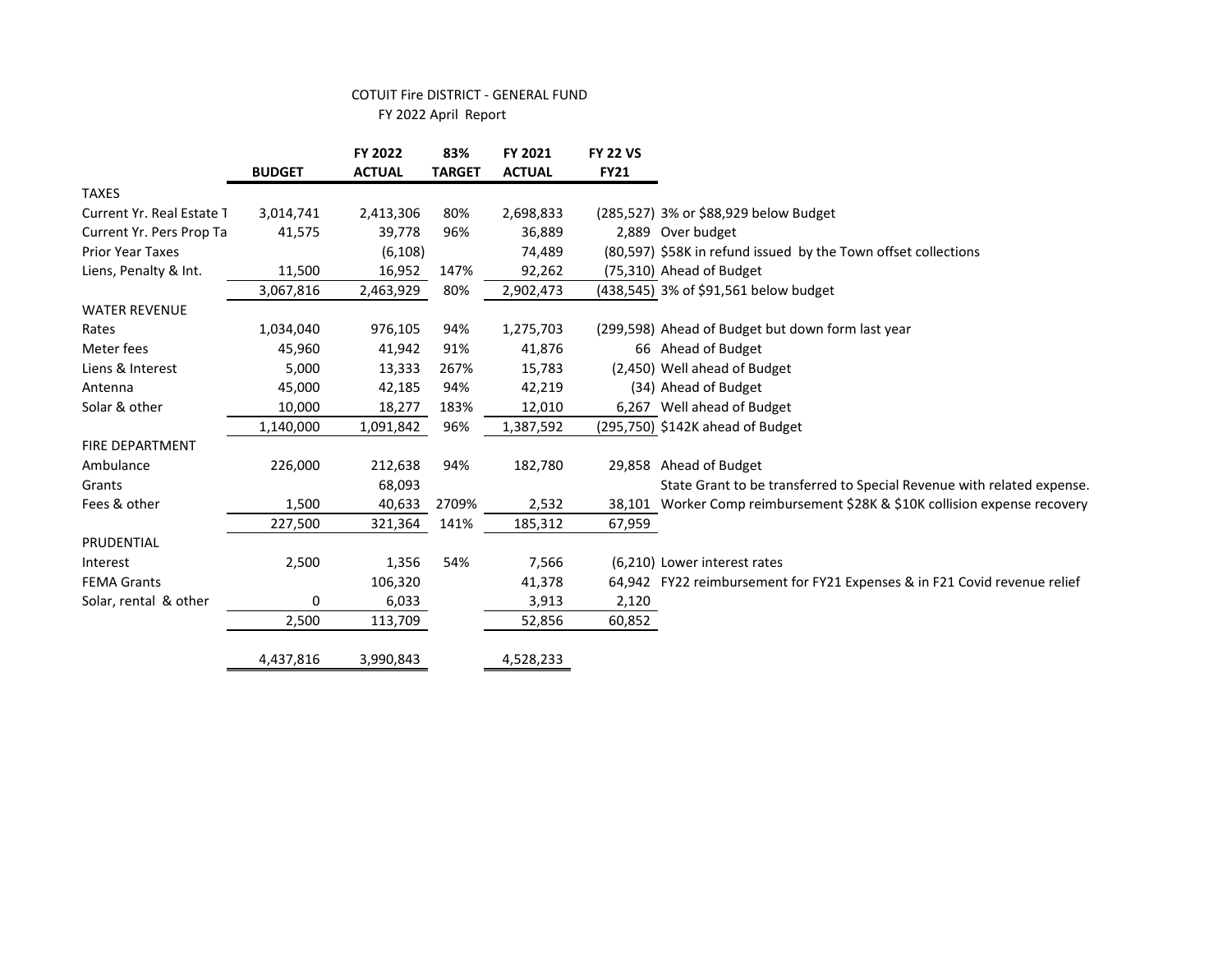COTUIT Fire DISTRICT - GENERAL FUND

FY 2022 April Report

| | BUDGET | FY 2022 ACTUAL | 83% TARGET | FY 2021 ACTUAL | FY 22 VS FY21 | |
|---|---|---|---|---|---|---|
| TAXES | | | | | | |
| Current Yr. Real Estate T | 3,014,741 | 2,413,306 | 80% | 2,698,833 | (285,527) | 3% or $88,929 below Budget |
| Current Yr. Pers Prop Ta | 41,575 | 39,778 | 96% | 36,889 | 2,889 | Over budget |
| Prior Year Taxes | | (6,108) | | 74,489 | (80,597) | $58K in refund issued by the Town offset collections |
| Liens, Penalty & Int. | 11,500 | 16,952 | 147% | 92,262 | (75,310) | Ahead of Budget |
| | 3,067,816 | 2,463,929 | 80% | 2,902,473 | (438,545) | 3% of $91,561 below budget |
| WATER REVENUE | | | | | | |
| Rates | 1,034,040 | 976,105 | 94% | 1,275,703 | (299,598) | Ahead of Budget but down form last year |
| Meter fees | 45,960 | 41,942 | 91% | 41,876 | 66 | Ahead of Budget |
| Liens & Interest | 5,000 | 13,333 | 267% | 15,783 | (2,450) | Well ahead of Budget |
| Antenna | 45,000 | 42,185 | 94% | 42,219 | (34) | Ahead of Budget |
| Solar & other | 10,000 | 18,277 | 183% | 12,010 | 6,267 | Well ahead of Budget |
| | 1,140,000 | 1,091,842 | 96% | 1,387,592 | (295,750) | $142K ahead of Budget |
| FIRE DEPARTMENT | | | | | | |
| Ambulance | 226,000 | 212,638 | 94% | 182,780 | 29,858 | Ahead of Budget |
| Grants | | 68,093 | | | | State Grant to be transferred to Special Revenue with related expense. |
| Fees & other | 1,500 | 40,633 | 2709% | 2,532 | 38,101 | Worker Comp reimbursement $28K & $10K collision expense recovery |
| | 227,500 | 321,364 | 141% | 185,312 | 67,959 | |
| PRUDENTIAL | | | | | | |
| Interest | 2,500 | 1,356 | 54% | 7,566 | (6,210) | Lower interest rates |
| FEMA Grants | | 106,320 | | 41,378 | 64,942 | FY22 reimbursement for FY21 Expenses & in F21 Covid revenue relief |
| Solar, rental & other | 0 | 6,033 | | 3,913 | 2,120 | |
| | 2,500 | 113,709 | | 52,856 | 60,852 | |
| | 4,437,816 | 3,990,843 | | 4,528,233 | | |